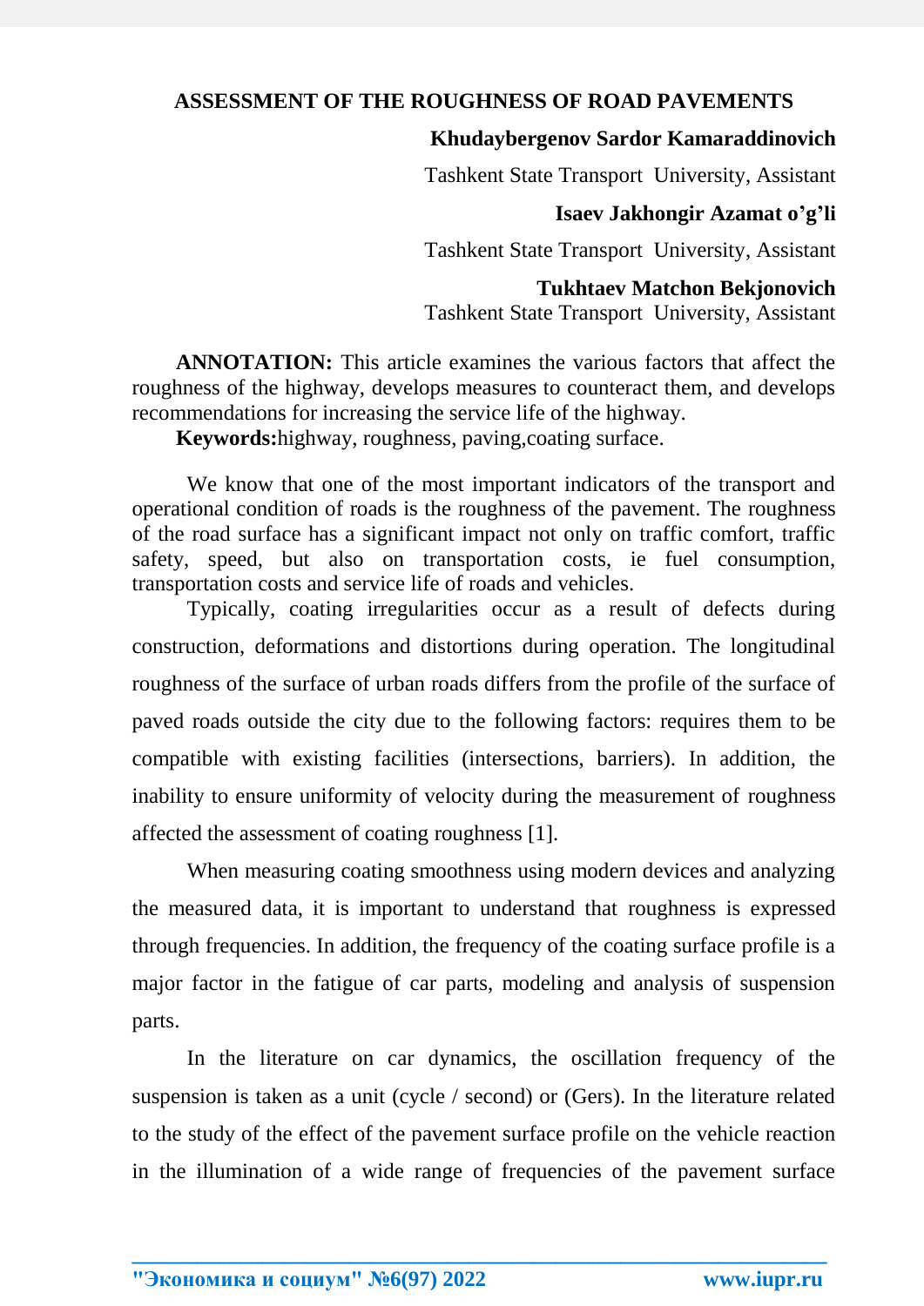# ASSESSMENT OF THE ROUGHNESS OF ROAD PAVEMENTS

**Khudaybergenov Sardor Kamaraddinovich**

Tashkent State Transport University, Assistant

**Isaev Jakhongir Azamat o'g'li**

Tashkent State Transport University, Assistant

**Tukhtaev Matchon Bekjonovich**

Tashkent State Transport University, Assistant

**ANNOTATION:** This article examines the various factors that affect the roughness of the highway, develops measures to counteract them, and develops recommendations for increasing the service life of the highway.

**Keywords:**highway, roughness, paving,coating surface.

We know that one of the most important indicators of the transport and operational condition of roads is the roughness of the pavement. The roughness of the road surface has a significant impact not only on traffic comfort, traffic safety, speed, but also on transportation costs, ie fuel consumption, transportation costs and service life of roads and vehicles.

Typically, coating irregularities occur as a result of defects during construction, deformations and distortions during operation. The longitudinal roughness of the surface of urban roads differs from the profile of the surface of paved roads outside the city due to the following factors: requires them to be compatible with existing facilities (intersections, barriers). In addition, the inability to ensure uniformity of velocity during the measurement of roughness affected the assessment of coating roughness [1].

When measuring coating smoothness using modern devices and analyzing the measured data, it is important to understand that roughness is expressed through frequencies. In addition, the frequency of the coating surface profile is a major factor in the fatigue of car parts, modeling and analysis of suspension parts.

In the literature on car dynamics, the oscillation frequency of the suspension is taken as a unit (cycle / second) or (Gers). In the literature related to the study of the effect of the pavement surface profile on the vehicle reaction in the illumination of a wide range of frequencies of the pavement surface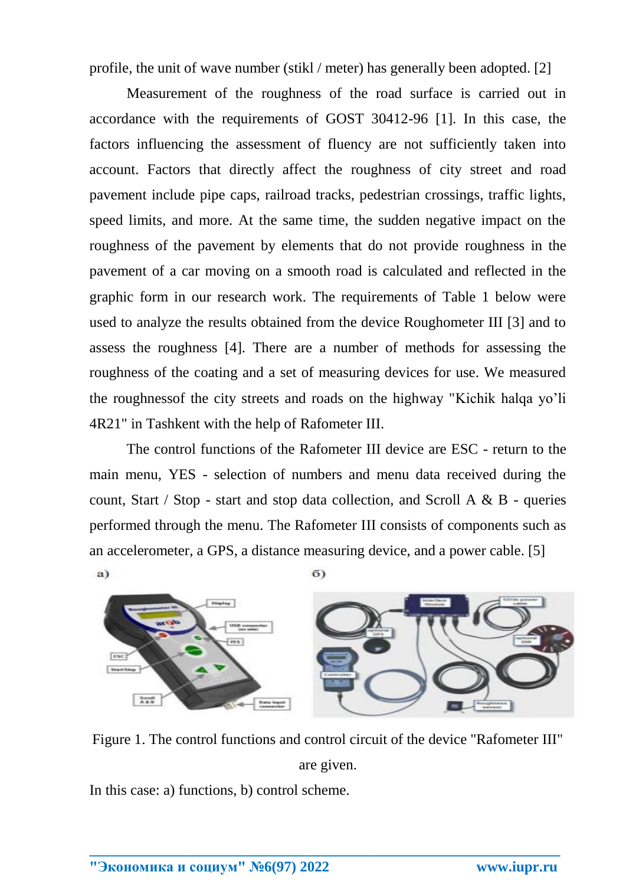profile, the unit of wave number (stikl / meter) has generally been adopted. [2]

Measurement of the roughness of the road surface is carried out in accordance with the requirements of GOST 30412-96 [1]. In this case, the factors influencing the assessment of fluency are not sufficiently taken into account. Factors that directly affect the roughness of city street and road pavement include pipe caps, railroad tracks, pedestrian crossings, traffic lights, speed limits, and more. At the same time, the sudden negative impact on the roughness of the pavement by elements that do not provide roughness in the pavement of a car moving on a smooth road is calculated and reflected in the graphic form in our research work. The requirements of Table 1 below were used to analyze the results obtained from the device Roughometer III [3] and to assess the roughness [4]. There are a number of methods for assessing the roughness of the coating and a set of measuring devices for use. We measured the roughnessof the city streets and roads on the highway "Kichik halqa yo'li 4R21" in Tashkent with the help of Rafometer III.

The control functions of the Rafometer III device are ESC - return to the main menu, YES - selection of numbers and menu data received during the count, Start / Stop - start and stop data collection, and Scroll A & B - queries performed through the menu. The Rafometer III consists of components such as an accelerometer, a GPS, a distance measuring device, and a power cable. [5]

а) б)

Figure 1. The control functions and control circuit of the device "Rafometer III" are given.

In this case: a) functions, b) control scheme.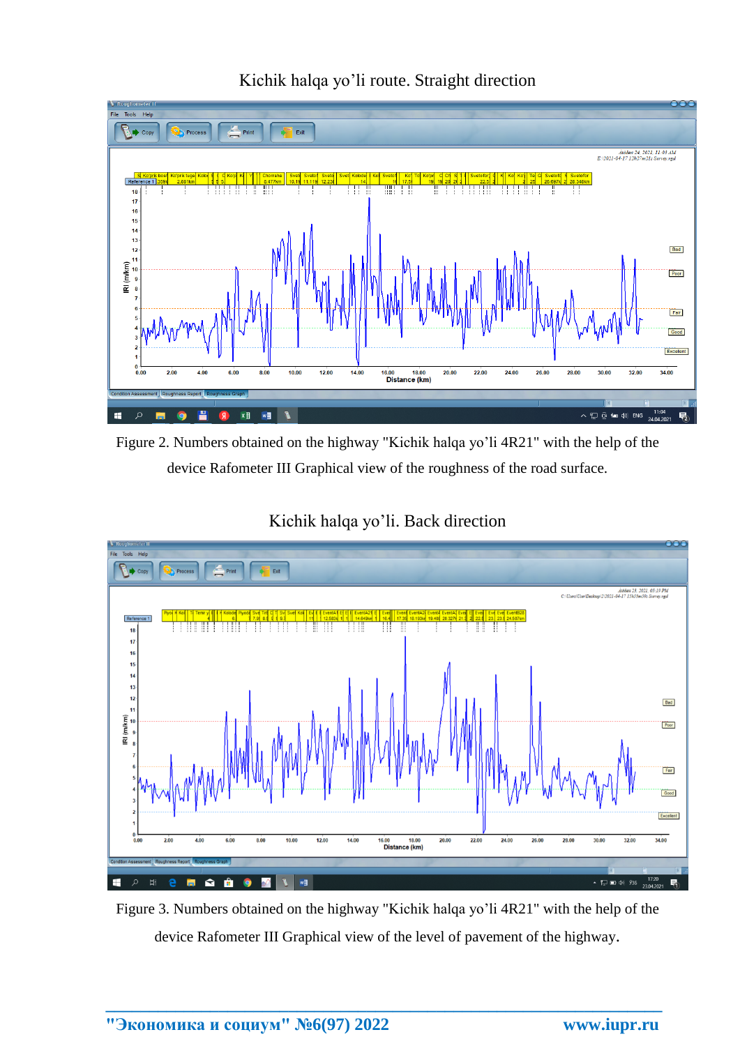Kichik halqa yo’li route. Straight direction

Figure 2. Numbers obtained on the highway "Kichik halqa yo’li 4R21" with the help of the device Rafometer III Graphical view of the roughness of the road surface.

Kichik halqa yo’li. Back direction

Figure 3. Numbers obtained on the highway "Kichik halqa yo’li 4R21" with the help of the device Rafometer III Graphical view of the level of pavement of the highway.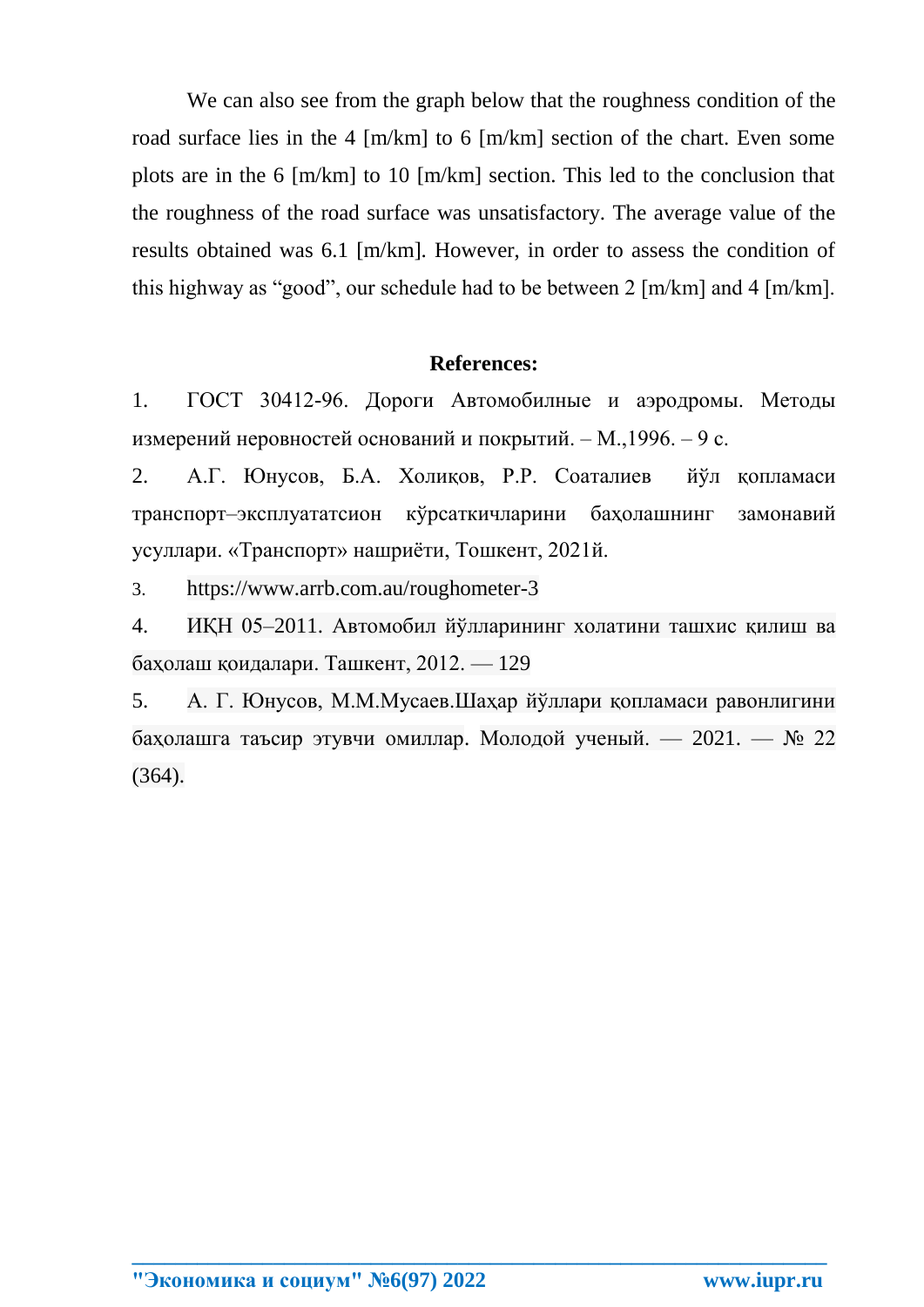We can also see from the graph below that the roughness condition of the road surface lies in the 4 [m/km] to 6 [m/km] section of the chart. Even some plots are in the 6 [m/km] to 10 [m/km] section. This led to the conclusion that the roughness of the road surface was unsatisfactory. The average value of the results obtained was 6.1 [m/km]. However, in order to assess the condition of this highway as “good”, our schedule had to be between 2 [m/km] and 4 [m/km].

**References:**

1. ГОСТ 30412-96. Дороги Автомобилные и аэродромы. Методы измерений неровностей оснований и покрытий. – М.,1996. – 9 с.
2. А.Г. Юнусов, Б.А. Холиқов, Р.Р. Соаталиев йўл копламаси транспорт–эксплуататсион кўрсаткичларини баҳолашнинг замонавий усуллари. «Транспорт» нашриёти, Тошкент, 2021й.
3. https://www.arrb.com.au/roughometer-3
4. ИҚН 05–2011. Автомобил йўлларининг холатини ташхис қилиш ва баҳолаш қоидалари. Ташкент, 2012. — 129
5. А. Г. Юнусов, М.М.Мусаев.Шаҳар йўллари қопламаси равонлигини баҳолашга таъсир этувчи омиллар. Молодой ученый. — 2021. — № 22 (364).